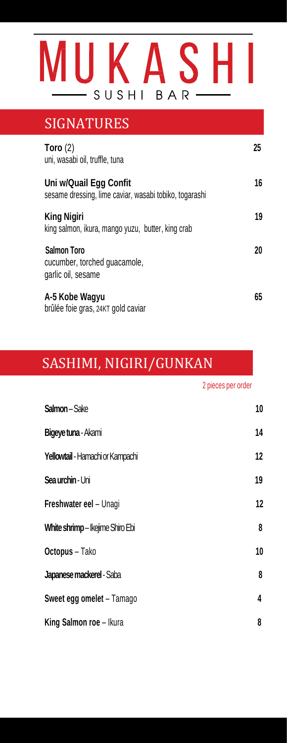# MUKASHI

SUSHI BAR

## SIGNATURES

**Toro** (2) — **25**
uni, wasabi oil, truffle, tuna

**Uni w/Quail Egg Confit** — **16**
sesame dressing, lime caviar, wasabi tobiko, togarashi

**King Nigiri** — **19**
king salmon, ikura, mango yuzu, butter, king crab

**Salmon Toro** — **20**
cucumber, torched guacamole, garlic oil, sesame

**A-5 Kobe Wagyu** — **65**
brûlée foie gras, 24KT gold caviar

## SASHIMI, NIGIRI/GUNKAN

2 pieces per order

| Item | Price |
|---|---|
| **Salmon** – Sake | 10 |
| **Bigeye tuna** - Akami | 14 |
| **Yellowtail** - Hamachi or Kampachi | 12 |
| **Sea urchin** - Uni | 19 |
| **Freshwater eel** – Unagi | 12 |
| **White shrimp** – Ikejime Shiro Ebi | 8 |
| **Octopus** – Tako | 10 |
| **Japanese mackerel** - Saba | 8 |
| **Sweet egg omelet** – Tamago | 4 |
| **King Salmon roe** – Ikura | 8 |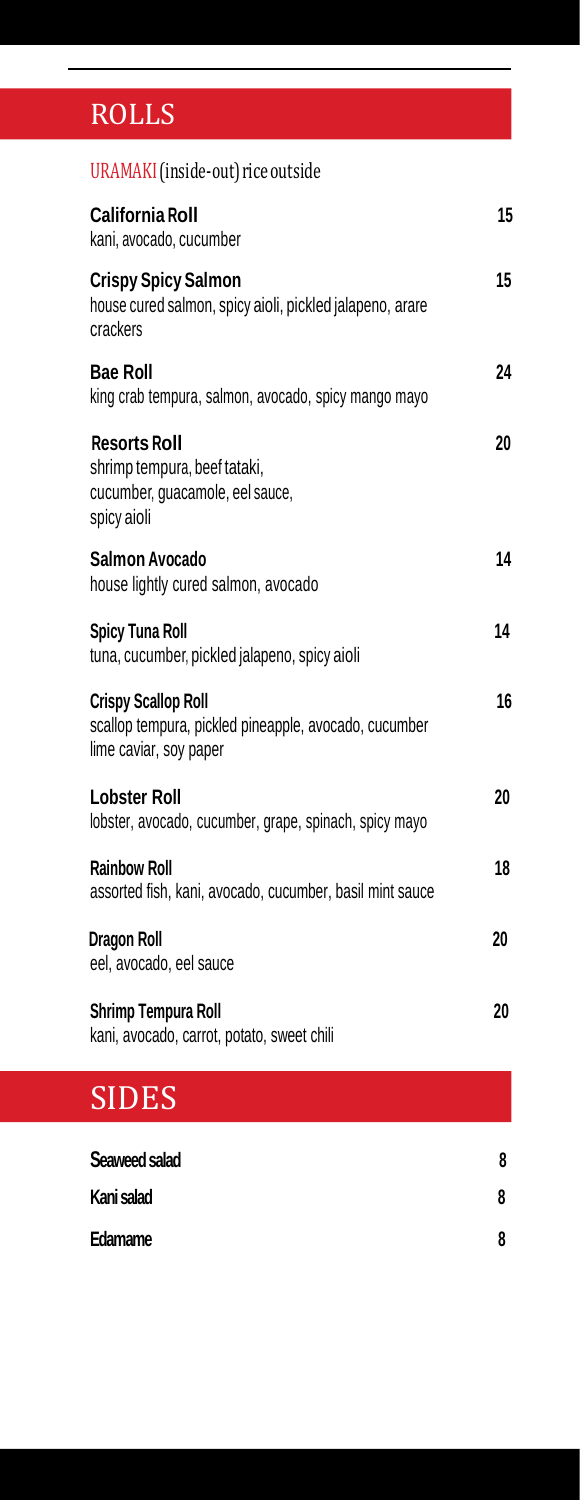## ROLLS

### URAMAKI (inside-out) rice outside

**California Roll** — 15
kani, avocado, cucumber

**Crispy Spicy Salmon** — 15
house cured salmon, spicy aioli, pickled jalapeno, arare crackers

**Bae Roll** — 24
king crab tempura, salmon, avocado, spicy mango mayo

**Resorts Roll** — 20
shrimp tempura, beef tataki, cucumber, guacamole, eel sauce, spicy aioli

**Salmon Avocado** — 14
house lightly cured salmon, avocado

**Spicy Tuna Roll** — 14
tuna, cucumber, pickled jalapeno, spicy aioli

**Crispy Scallop Roll** — 16
scallop tempura, pickled pineapple, avocado, cucumber lime caviar, soy paper

**Lobster Roll** — 20
lobster, avocado, cucumber, grape, spinach, spicy mayo

**Rainbow Roll** — 18
assorted fish, kani, avocado, cucumber, basil mint sauce

**Dragon Roll** — 20
eel, avocado, eel sauce

**Shrimp Tempura Roll** — 20
kani, avocado, carrot, potato, sweet chili

## SIDES

**Seaweed salad** — 8

**Kani salad** — 8

**Edamame** — 8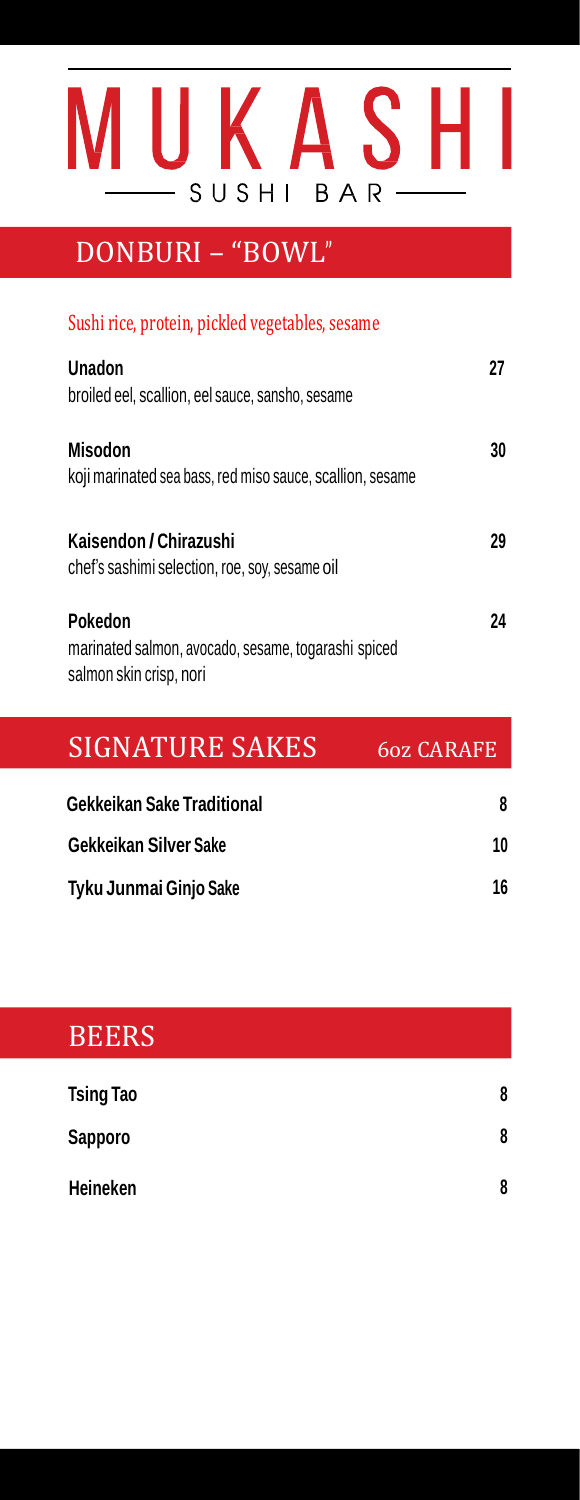# MUKASHI

SUSHI BAR

## DONBURI – "BOWL"

*Sushi rice, protein, pickled vegetables, sesame*

**Unadon** — 27
broiled eel, scallion, eel sauce, sansho, sesame

**Misodon** — 30
koji marinated sea bass, red miso sauce, scallion, sesame

**Kaisendon / Chirazushi** — 29
chef's sashimi selection, roe, soy, sesame oil

**Pokedon** — 24
marinated salmon, avocado, sesame, togarashi spiced salmon skin crisp, nori

## SIGNATURE SAKES — 6oz CARAFE

| Item | Price |
| --- | --- |
| **Gekkeikan Sake Traditional** | 8 |
| **Gekkeikan Silver Sake** | 10 |
| **Tyku Junmai Ginjo Sake** | 16 |

## BEERS

| Item | Price |
| --- | --- |
| **Tsing Tao** | 8 |
| **Sapporo** | 8 |
| **Heineken** | 8 |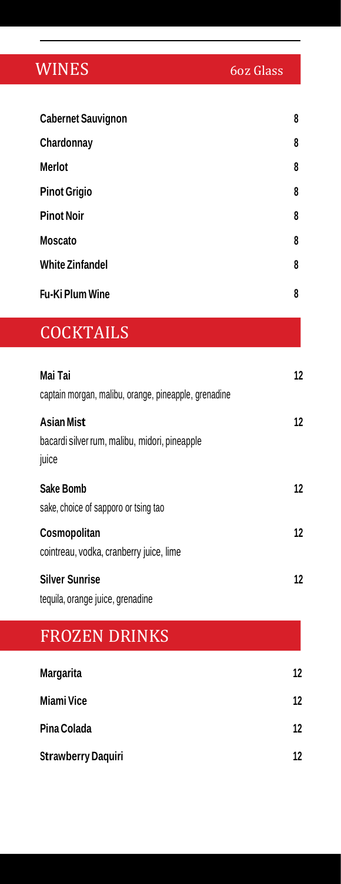## WINES

6oz Glass

| | |
|---|---|
| **Cabernet Sauvignon** | 8 |
| **Chardonnay** | 8 |
| **Merlot** | 8 |
| **Pinot Grigio** | 8 |
| **Pinot Noir** | 8 |
| **Moscato** | 8 |
| **White Zinfandel** | 8 |
| **Fu-Ki Plum Wine** | 8 |

## COCKTAILS

**Mai Tai** 12
captain morgan, malibu, orange, pineapple, grenadine

**Asian Mist** 12
bacardi silver rum, malibu, midori, pineapple juice

**Sake Bomb** 12
sake, choice of sapporo or tsing tao

**Cosmopolitan** 12
cointreau, vodka, cranberry juice, lime

**Silver Sunrise** 12
tequila, orange juice, grenadine

## FROZEN DRINKS

| | |
|---|---|
| **Margarita** | 12 |
| **Miami Vice** | 12 |
| **Pina Colada** | 12 |
| **Strawberry Daquiri** | 12 |